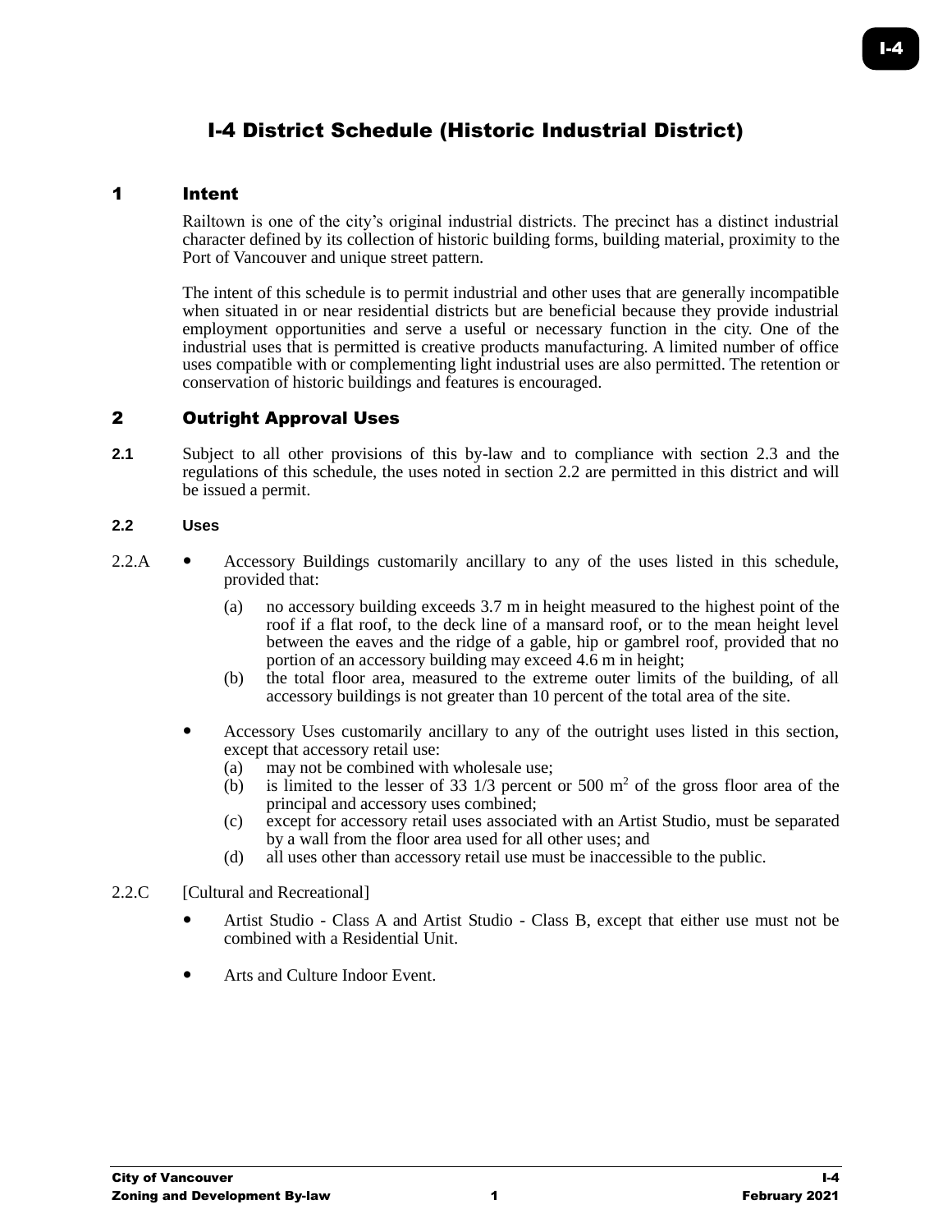# I-4 District Schedule (Historic Industrial District)

## 1 Intent

Railtown is one of the city's original industrial districts. The precinct has a distinct industrial character defined by its collection of historic building forms, building material, proximity to the Port of Vancouver and unique street pattern.

The intent of this schedule is to permit industrial and other uses that are generally incompatible when situated in or near residential districts but are beneficial because they provide industrial employment opportunities and serve a useful or necessary function in the city. One of the industrial uses that is permitted is creative products manufacturing. A limited number of office uses compatible with or complementing light industrial uses are also permitted. The retention or conservation of historic buildings and features is encouraged.

## 2 Outright Approval Uses

**2.1** Subject to all other provisions of this by-law and to compliance with section 2.3 and the regulations of this schedule, the uses noted in section 2.2 are permitted in this district and will be issued a permit.

### 2.2 Uses

2.2.A

- Accessory Buildings customarily ancillary to any of the uses listed in this schedule, provided that:
  - (a) no accessory building exceeds 3.7 m in height measured to the highest point of the roof if a flat roof, to the deck line of a mansard roof, or to the mean height level between the eaves and the ridge of a gable, hip or gambrel roof, provided that no portion of an accessory building may exceed 4.6 m in height;
  - (b) the total floor area, measured to the extreme outer limits of the building, of all accessory buildings is not greater than 10 percent of the total area of the site.

- Accessory Uses customarily ancillary to any of the outright uses listed in this section, except that accessory retail use:
  - (a) may not be combined with wholesale use;
  - (b) is limited to the lesser of 33 1/3 percent or 500 $m^2$ of the gross floor area of the principal and accessory uses combined;
  - (c) except for accessory retail uses associated with an Artist Studio, must be separated by a wall from the floor area used for all other uses; and
  - (d) all uses other than accessory retail use must be inaccessible to the public.

2.2.C [Cultural and Recreational]

- Artist Studio - Class A and Artist Studio - Class B, except that either use must not be combined with a Residential Unit.

- Arts and Culture Indoor Event.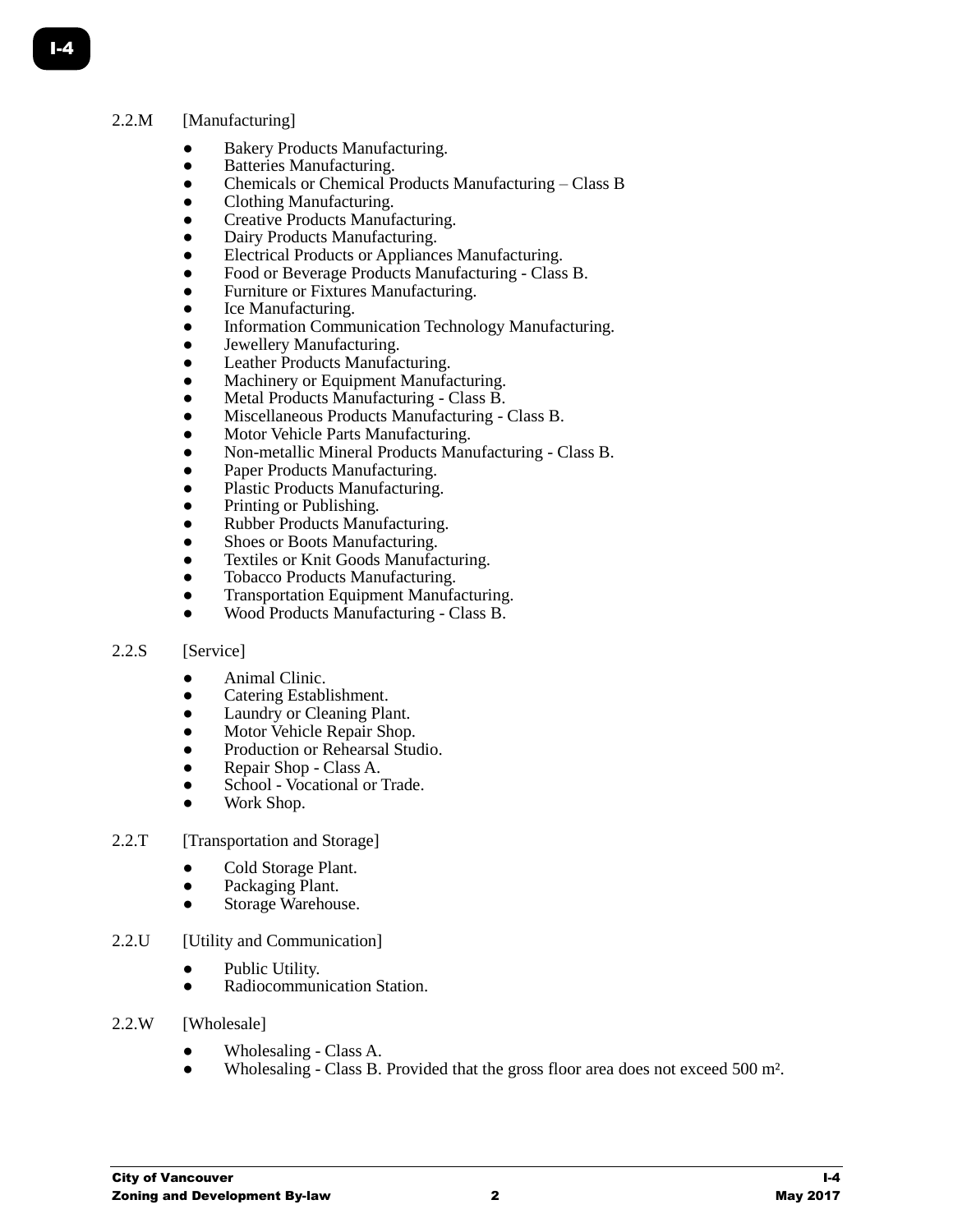2.2.M [Manufacturing]

- Bakery Products Manufacturing.
- Batteries Manufacturing.
- Chemicals or Chemical Products Manufacturing – Class B
- Clothing Manufacturing.
- Creative Products Manufacturing.
- Dairy Products Manufacturing.
- Electrical Products or Appliances Manufacturing.
- Food or Beverage Products Manufacturing - Class B.
- Furniture or Fixtures Manufacturing.
- Ice Manufacturing.
- Information Communication Technology Manufacturing.
- Jewellery Manufacturing.
- Leather Products Manufacturing.
- Machinery or Equipment Manufacturing.
- Metal Products Manufacturing - Class B.
- Miscellaneous Products Manufacturing - Class B.
- Motor Vehicle Parts Manufacturing.
- Non-metallic Mineral Products Manufacturing - Class B.
- Paper Products Manufacturing.
- Plastic Products Manufacturing.
- Printing or Publishing.
- Rubber Products Manufacturing.
- Shoes or Boots Manufacturing.
- Textiles or Knit Goods Manufacturing.
- Tobacco Products Manufacturing.
- Transportation Equipment Manufacturing.
- Wood Products Manufacturing - Class B.

2.2.S [Service]

- Animal Clinic.
- Catering Establishment.
- Laundry or Cleaning Plant.
- Motor Vehicle Repair Shop.
- Production or Rehearsal Studio.
- Repair Shop - Class A.
- School - Vocational or Trade.
- Work Shop.

2.2.T [Transportation and Storage]

- Cold Storage Plant.
- Packaging Plant.
- Storage Warehouse.

2.2.U [Utility and Communication]

- Public Utility.
- Radiocommunication Station.

2.2.W [Wholesale]

- Wholesaling - Class A.
- Wholesaling - Class B. Provided that the gross floor area does not exceed 500 $m^2$.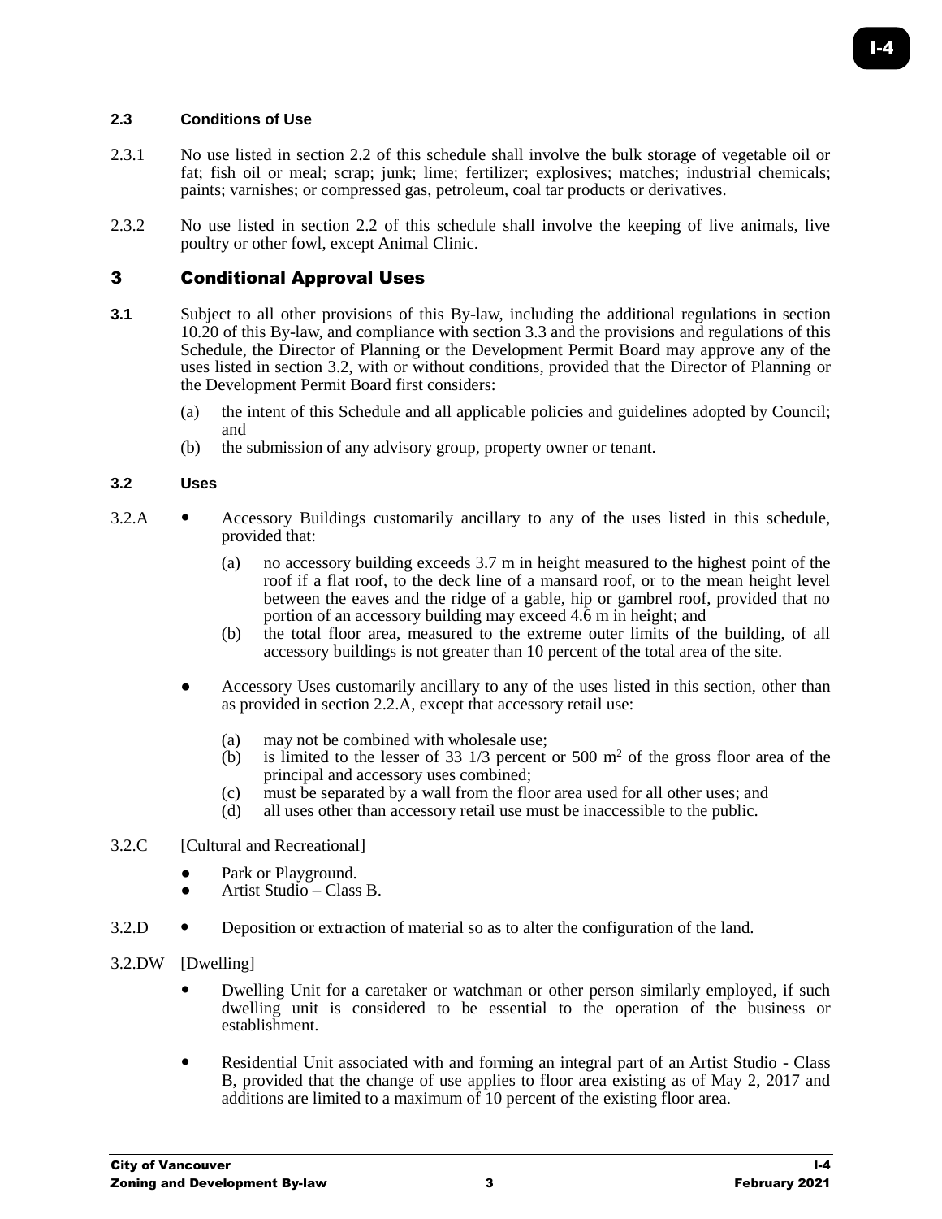### 2.3 Conditions of Use

2.3.1 No use listed in section 2.2 of this schedule shall involve the bulk storage of vegetable oil or fat; fish oil or meal; scrap; junk; lime; fertilizer; explosives; matches; industrial chemicals; paints; varnishes; or compressed gas, petroleum, coal tar products or derivatives.

2.3.2 No use listed in section 2.2 of this schedule shall involve the keeping of live animals, live poultry or other fowl, except Animal Clinic.

## 3 Conditional Approval Uses

**3.1** Subject to all other provisions of this By-law, including the additional regulations in section 10.20 of this By-law, and compliance with section 3.3 and the provisions and regulations of this Schedule, the Director of Planning or the Development Permit Board may approve any of the uses listed in section 3.2, with or without conditions, provided that the Director of Planning or the Development Permit Board first considers:

(a) the intent of this Schedule and all applicable policies and guidelines adopted by Council; and
(b) the submission of any advisory group, property owner or tenant.

### 3.2 Uses

3.2.A

- Accessory Buildings customarily ancillary to any of the uses listed in this schedule, provided that:
  - (a) no accessory building exceeds 3.7 m in height measured to the highest point of the roof if a flat roof, to the deck line of a mansard roof, or to the mean height level between the eaves and the ridge of a gable, hip or gambrel roof, provided that no portion of an accessory building may exceed 4.6 m in height; and
  - (b) the total floor area, measured to the extreme outer limits of the building, of all accessory buildings is not greater than 10 percent of the total area of the site.
- Accessory Uses customarily ancillary to any of the uses listed in this section, other than as provided in section 2.2.A, except that accessory retail use:
  - (a) may not be combined with wholesale use;
  - (b) is limited to the lesser of 33 1/3 percent or 500 m$^2$ of the gross floor area of the principal and accessory uses combined;
  - (c) must be separated by a wall from the floor area used for all other uses; and
  - (d) all uses other than accessory retail use must be inaccessible to the public.

3.2.C [Cultural and Recreational]

- Park or Playground.
- Artist Studio – Class B.

3.2.D

- Deposition or extraction of material so as to alter the configuration of the land.

3.2.DW [Dwelling]

- Dwelling Unit for a caretaker or watchman or other person similarly employed, if such dwelling unit is considered to be essential to the operation of the business or establishment.
- Residential Unit associated with and forming an integral part of an Artist Studio - Class B, provided that the change of use applies to floor area existing as of May 2, 2017 and additions are limited to a maximum of 10 percent of the existing floor area.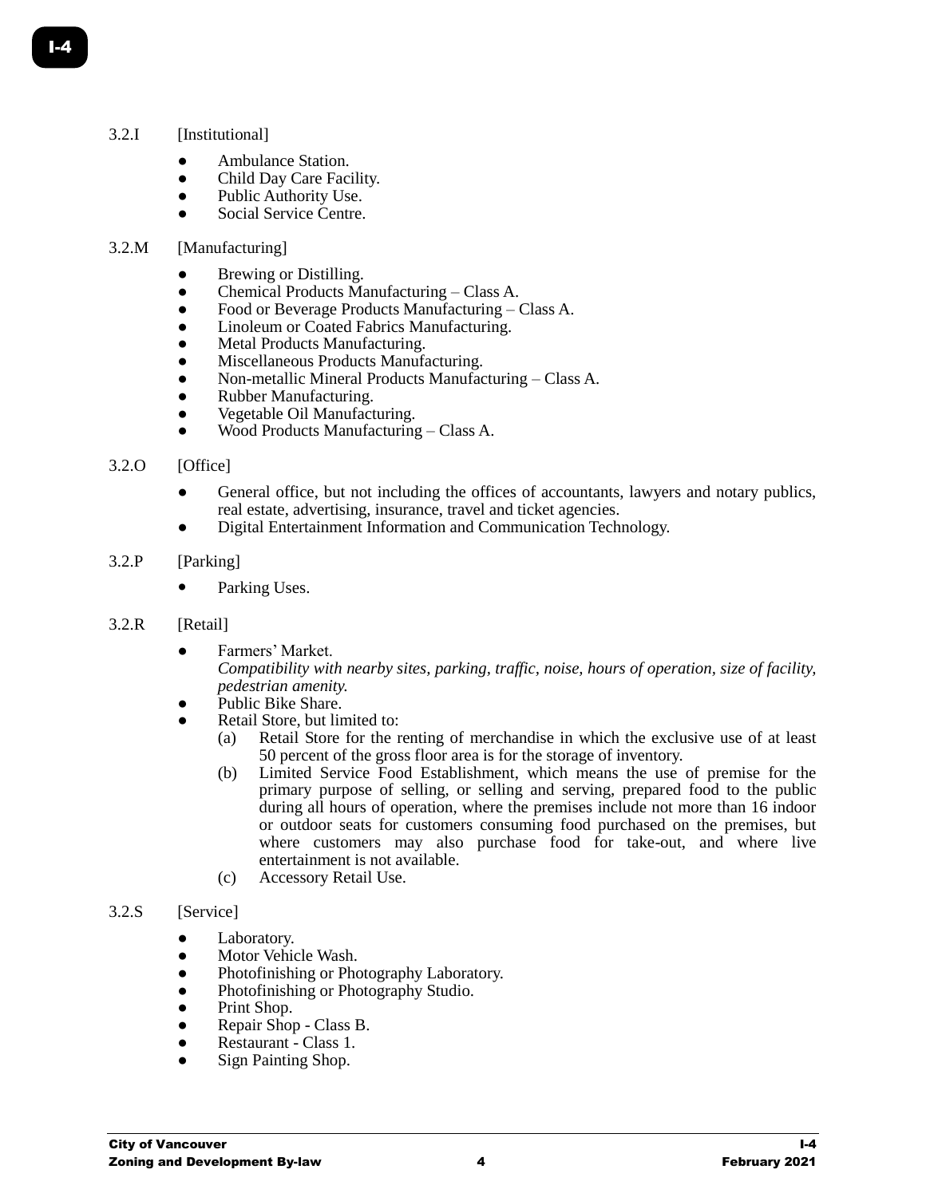3.2.I [Institutional]

- Ambulance Station.
- Child Day Care Facility.
- Public Authority Use.
- Social Service Centre.

3.2.M [Manufacturing]

- Brewing or Distilling.
- Chemical Products Manufacturing – Class A.
- Food or Beverage Products Manufacturing – Class A.
- Linoleum or Coated Fabrics Manufacturing.
- Metal Products Manufacturing.
- Miscellaneous Products Manufacturing.
- Non-metallic Mineral Products Manufacturing – Class A.
- Rubber Manufacturing.
- Vegetable Oil Manufacturing.
- Wood Products Manufacturing – Class A.

3.2.O [Office]

- General office, but not including the offices of accountants, lawyers and notary publics, real estate, advertising, insurance, travel and ticket agencies.
- Digital Entertainment Information and Communication Technology.

3.2.P [Parking]

- Parking Uses.

3.2.R [Retail]

- Farmers' Market.
  *Compatibility with nearby sites, parking, traffic, noise, hours of operation, size of facility, pedestrian amenity.*
- Public Bike Share.
- Retail Store, but limited to:
  - (a) Retail Store for the renting of merchandise in which the exclusive use of at least 50 percent of the gross floor area is for the storage of inventory.
  - (b) Limited Service Food Establishment, which means the use of premise for the primary purpose of selling, or selling and serving, prepared food to the public during all hours of operation, where the premises include not more than 16 indoor or outdoor seats for customers consuming food purchased on the premises, but where customers may also purchase food for take-out, and where live entertainment is not available.
  - (c) Accessory Retail Use.

3.2.S [Service]

- Laboratory.
- Motor Vehicle Wash.
- Photofinishing or Photography Laboratory.
- Photofinishing or Photography Studio.
- Print Shop.
- Repair Shop - Class B.
- Restaurant - Class 1.
- Sign Painting Shop.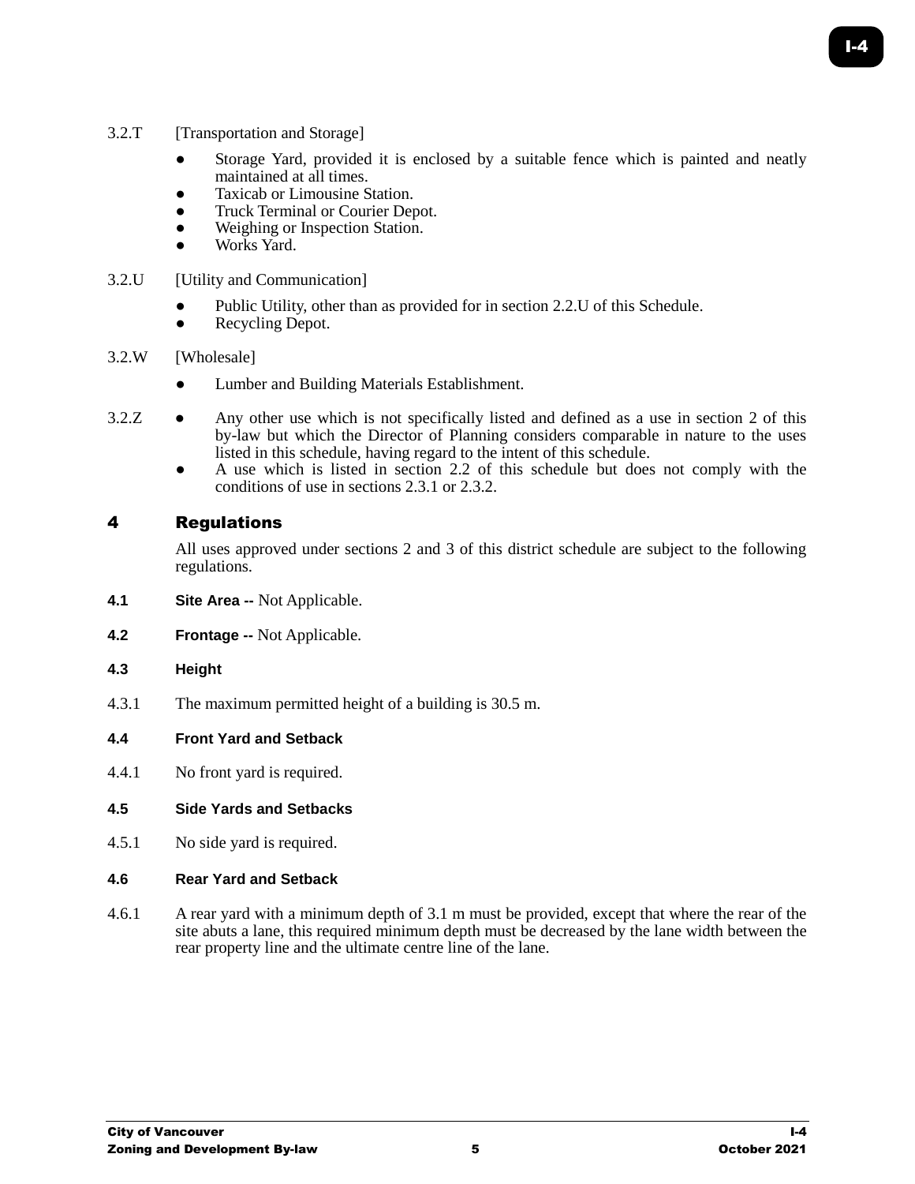3.2.T [Transportation and Storage]

- Storage Yard, provided it is enclosed by a suitable fence which is painted and neatly maintained at all times.
- Taxicab or Limousine Station.
- Truck Terminal or Courier Depot.
- Weighing or Inspection Station.
- Works Yard.

3.2.U [Utility and Communication]

- Public Utility, other than as provided for in section 2.2.U of this Schedule.
- Recycling Depot.

3.2.W [Wholesale]

- Lumber and Building Materials Establishment.

3.2.Z

- Any other use which is not specifically listed and defined as a use in section 2 of this by-law but which the Director of Planning considers comparable in nature to the uses listed in this schedule, having regard to the intent of this schedule.
- A use which is listed in section 2.2 of this schedule but does not comply with the conditions of use in sections 2.3.1 or 2.3.2.

## 4 Regulations

All uses approved under sections 2 and 3 of this district schedule are subject to the following regulations.

**4.1 Site Area --** Not Applicable.

**4.2 Frontage --** Not Applicable.

### 4.3 Height

4.3.1 The maximum permitted height of a building is 30.5 m.

### 4.4 Front Yard and Setback

4.4.1 No front yard is required.

### 4.5 Side Yards and Setbacks

4.5.1 No side yard is required.

### 4.6 Rear Yard and Setback

4.6.1 A rear yard with a minimum depth of 3.1 m must be provided, except that where the rear of the site abuts a lane, this required minimum depth must be decreased by the lane width between the rear property line and the ultimate centre line of the lane.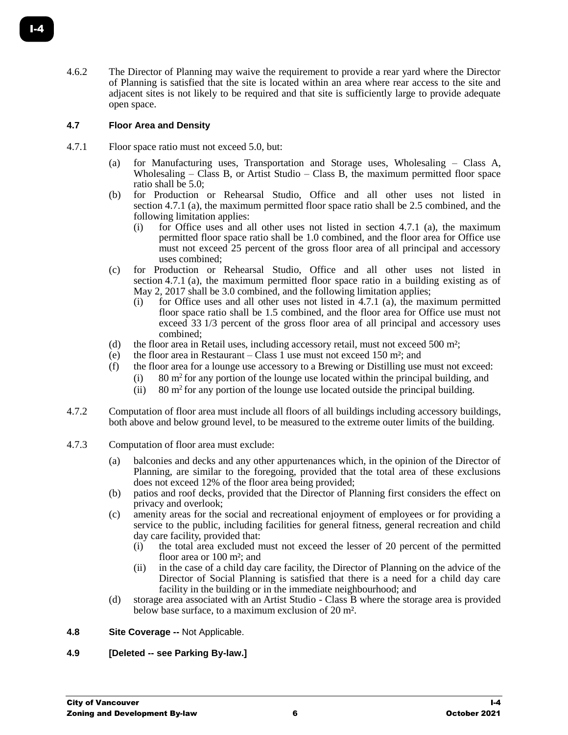4.6.2 The Director of Planning may waive the requirement to provide a rear yard where the Director of Planning is satisfied that the site is located within an area where rear access to the site and adjacent sites is not likely to be required and that site is sufficiently large to provide adequate open space.

### 4.7 Floor Area and Density

4.7.1 Floor space ratio must not exceed 5.0, but:

- (a) for Manufacturing uses, Transportation and Storage uses, Wholesaling – Class A, Wholesaling – Class B, or Artist Studio – Class B, the maximum permitted floor space ratio shall be 5.0;
- (b) for Production or Rehearsal Studio, Office and all other uses not listed in section 4.7.1 (a), the maximum permitted floor space ratio shall be 2.5 combined, and the following limitation applies:
  - (i) for Office uses and all other uses not listed in section 4.7.1 (a), the maximum permitted floor space ratio shall be 1.0 combined, and the floor area for Office use must not exceed 25 percent of the gross floor area of all principal and accessory uses combined;
- (c) for Production or Rehearsal Studio, Office and all other uses not listed in section 4.7.1 (a), the maximum permitted floor space ratio in a building existing as of May 2, 2017 shall be 3.0 combined, and the following limitation applies;
  - (i) for Office uses and all other uses not listed in 4.7.1 (a), the maximum permitted floor space ratio shall be 1.5 combined, and the floor area for Office use must not exceed 33 1/3 percent of the gross floor area of all principal and accessory uses combined;
- (d) the floor area in Retail uses, including accessory retail, must not exceed 500 m²;
- (e) the floor area in Restaurant – Class 1 use must not exceed 150 m²; and
- (f) the floor area for a lounge use accessory to a Brewing or Distilling use must not exceed:
  - (i) 80 m² for any portion of the lounge use located within the principal building, and
  - (ii) 80 m² for any portion of the lounge use located outside the principal building.

4.7.2 Computation of floor area must include all floors of all buildings including accessory buildings, both above and below ground level, to be measured to the extreme outer limits of the building.

4.7.3 Computation of floor area must exclude:

- (a) balconies and decks and any other appurtenances which, in the opinion of the Director of Planning, are similar to the foregoing, provided that the total area of these exclusions does not exceed 12% of the floor area being provided;
- (b) patios and roof decks, provided that the Director of Planning first considers the effect on privacy and overlook;
- (c) amenity areas for the social and recreational enjoyment of employees or for providing a service to the public, including facilities for general fitness, general recreation and child day care facility, provided that:
  - (i) the total area excluded must not exceed the lesser of 20 percent of the permitted floor area or 100 m²; and
  - (ii) in the case of a child day care facility, the Director of Planning on the advice of the Director of Social Planning is satisfied that there is a need for a child day care facility in the building or in the immediate neighbourhood; and
- (d) storage area associated with an Artist Studio - Class B where the storage area is provided below base surface, to a maximum exclusion of 20 m².

### 4.8 Site Coverage -- Not Applicable.

### 4.9 [Deleted -- see Parking By-law.]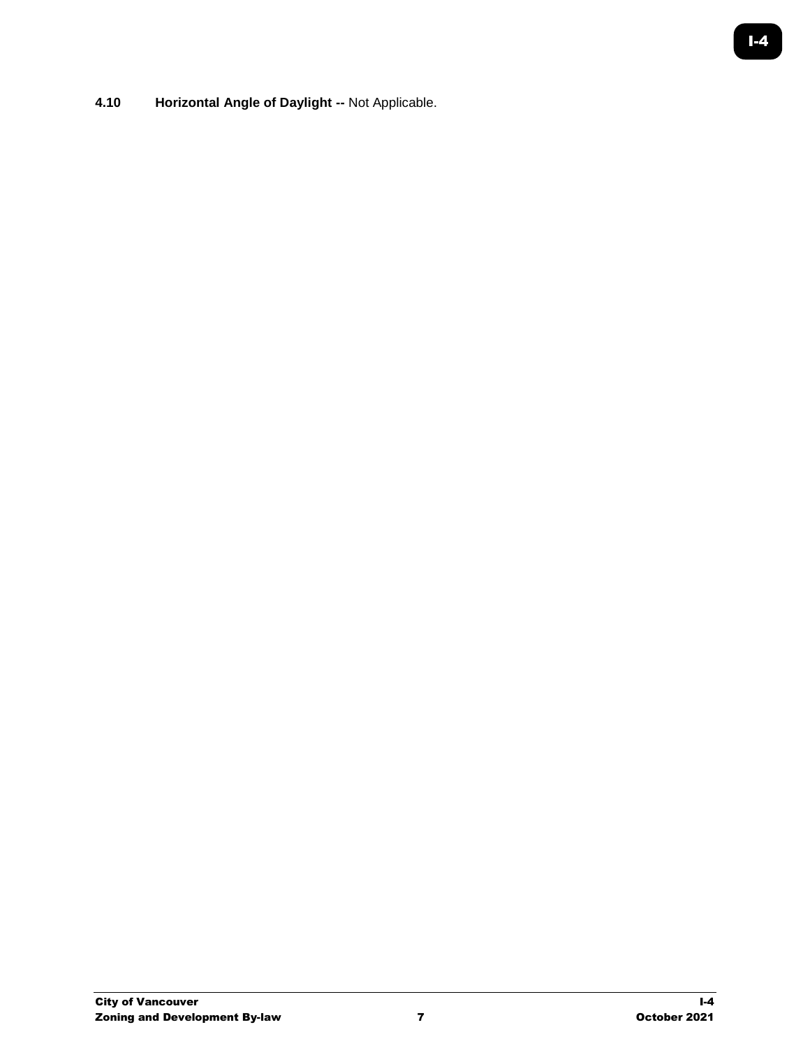**4.10 Horizontal Angle of Daylight --** Not Applicable.